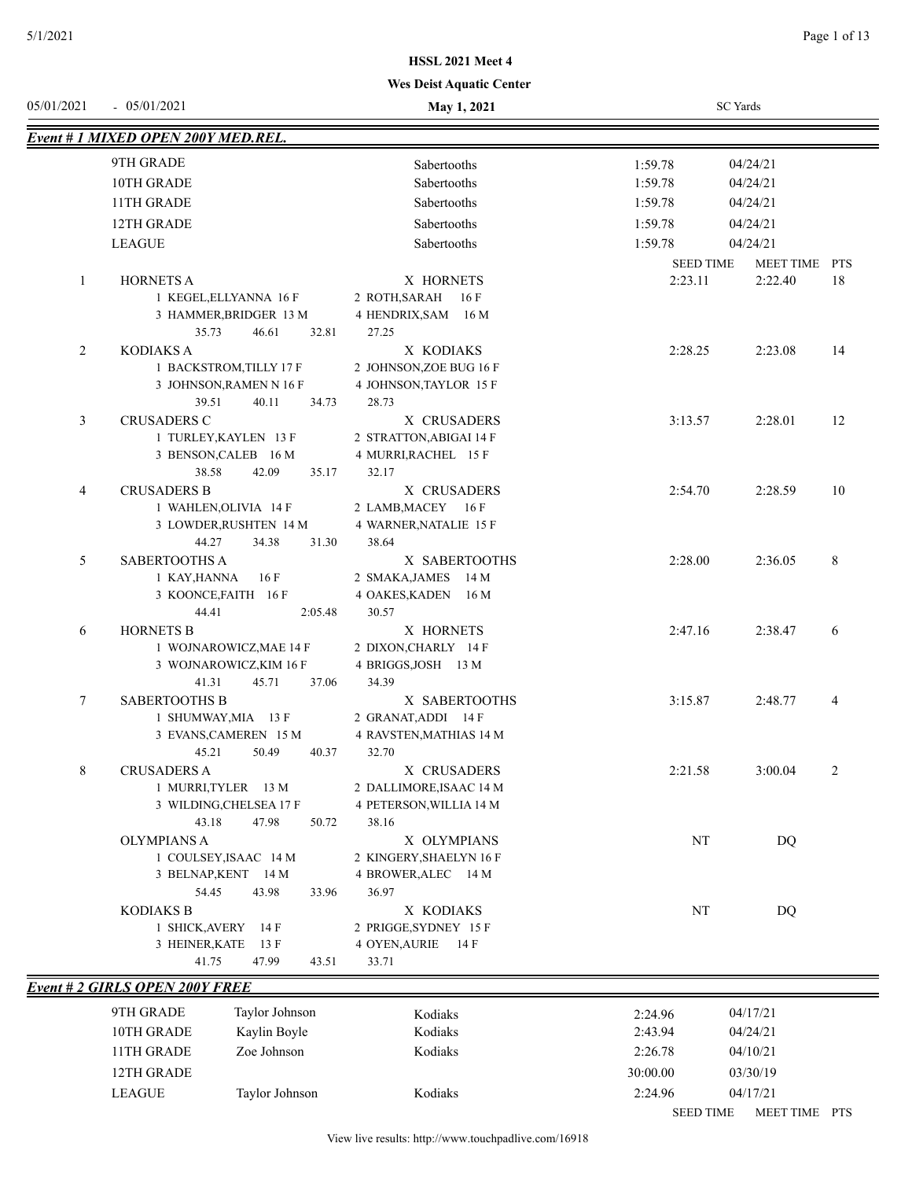**HSSL 2021 Meet 4**

**Wes Deist Aquatic Center**

05/01/2021 - 05/01/2021 | **May 1, 2021** | SC Yards

## Event # 1 MIXED OPEN 200Y MED.REL.

| Record | | Team | Time | Date |
|---|---|---|---|---|
| 9TH GRADE | | Sabertooths | 1:59.78 | 04/24/21 |
| 10TH GRADE | | Sabertooths | 1:59.78 | 04/24/21 |
| 11TH GRADE | | Sabertooths | 1:59.78 | 04/24/21 |
| 12TH GRADE | | Sabertooths | 1:59.78 | 04/24/21 |
| LEAGUE | | Sabertooths | 1:59.78 | 04/24/21 |

| Place | Relay | Team | SEED TIME | MEET TIME | PTS |
|---|---|---|---|---|---|
| 1 | HORNETS A | X HORNETS | 2:23.11 | 2:22.40 | 18 |
| | 1 KEGEL,ELLYANNA 16 F; 2 ROTH,SARAH 16 F; 3 HAMMER,BRIDGER 13 M; 4 HENDRIX,SAM 16 M | | | | |
| | 35.73 46.61 32.81 27.25 | | | | |
| 2 | KODIAKS A | X KODIAKS | 2:28.25 | 2:23.08 | 14 |
| | 1 BACKSTROM,TILLY 17 F; 2 JOHNSON,ZOE BUG 16 F; 3 JOHNSON,RAMEN N 16 F; 4 JOHNSON,TAYLOR 15 F | | | | |
| | 39.51 40.11 34.73 28.73 | | | | |
| 3 | CRUSADERS C | X CRUSADERS | 3:13.57 | 2:28.01 | 12 |
| | 1 TURLEY,KAYLEN 13 F; 2 STRATTON,ABIGAI 14 F; 3 BENSON,CALEB 16 M; 4 MURRI,RACHEL 15 F | | | | |
| | 38.58 42.09 35.17 32.17 | | | | |
| 4 | CRUSADERS B | X CRUSADERS | 2:54.70 | 2:28.59 | 10 |
| | 1 WAHLEN,OLIVIA 14 F; 2 LAMB,MACEY 16 F; 3 LOWDER,RUSHTEN 14 M; 4 WARNER,NATALIE 15 F | | | | |
| | 44.27 34.38 31.30 38.64 | | | | |
| 5 | SABERTOOTHS A | X SABERTOOTHS | 2:28.00 | 2:36.05 | 8 |
| | 1 KAY,HANNA 16 F; 2 SMAKA,JAMES 14 M; 3 KOONCE,FAITH 16 F; 4 OAKES,KADEN 16 M | | | | |
| | 44.41 2:05.48 30.57 | | | | |
| 6 | HORNETS B | X HORNETS | 2:47.16 | 2:38.47 | 6 |
| | 1 WOJNAROWICZ,MAE 14 F; 2 DIXON,CHARLY 14 F; 3 WOJNAROWICZ,KIM 16 F; 4 BRIGGS,JOSH 13 M | | | | |
| | 41.31 45.71 37.06 34.39 | | | | |
| 7 | SABERTOOTHS B | X SABERTOOTHS | 3:15.87 | 2:48.77 | 4 |
| | 1 SHUMWAY,MIA 13 F; 2 GRANAT,ADDI 14 F; 3 EVANS,CAMEREN 15 M; 4 RAVSTEN,MATHIAS 14 M | | | | |
| | 45.21 50.49 40.37 32.70 | | | | |
| 8 | CRUSADERS A | X CRUSADERS | 2:21.58 | 3:00.04 | 2 |
| | 1 MURRI,TYLER 13 M; 2 DALLIMORE,ISAAC 14 M; 3 WILDING,CHELSEA 17 F; 4 PETERSON,WILLIA 14 M | | | | |
| | 43.18 47.98 50.72 38.16 | | | | |
| | OLYMPIANS A | X OLYMPIANS | NT | DQ | |
| | 1 COULSEY,ISAAC 14 M; 2 KINGERY,SHAELYN 16 F; 3 BELNAP,KENT 14 M; 4 BROWER,ALEC 14 M | | | | |
| | 54.45 43.98 33.96 36.97 | | | | |
| | KODIAKS B | X KODIAKS | NT | DQ | |
| | 1 SHICK,AVERY 14 F; 2 PRIGGE,SYDNEY 15 F; 3 HEINER,KATE 13 F; 4 OYEN,AURIE 14 F | | | | |
| | 41.75 47.99 43.51 33.71 | | | | |

## Event # 2 GIRLS OPEN 200Y FREE

| Record | Name | Team | Time | Date |
|---|---|---|---|---|
| 9TH GRADE | Taylor Johnson | Kodiaks | 2:24.96 | 04/17/21 |
| 10TH GRADE | Kaylin Boyle | Kodiaks | 2:43.94 | 04/24/21 |
| 11TH GRADE | Zoe Johnson | Kodiaks | 2:26.78 | 04/10/21 |
| 12TH GRADE | | | 30:00.00 | 03/30/19 |
| LEAGUE | Taylor Johnson | Kodiaks | 2:24.96 | 04/17/21 |

SEED TIME MEET TIME PTS

View live results: http://www.touchpadlive.com/16918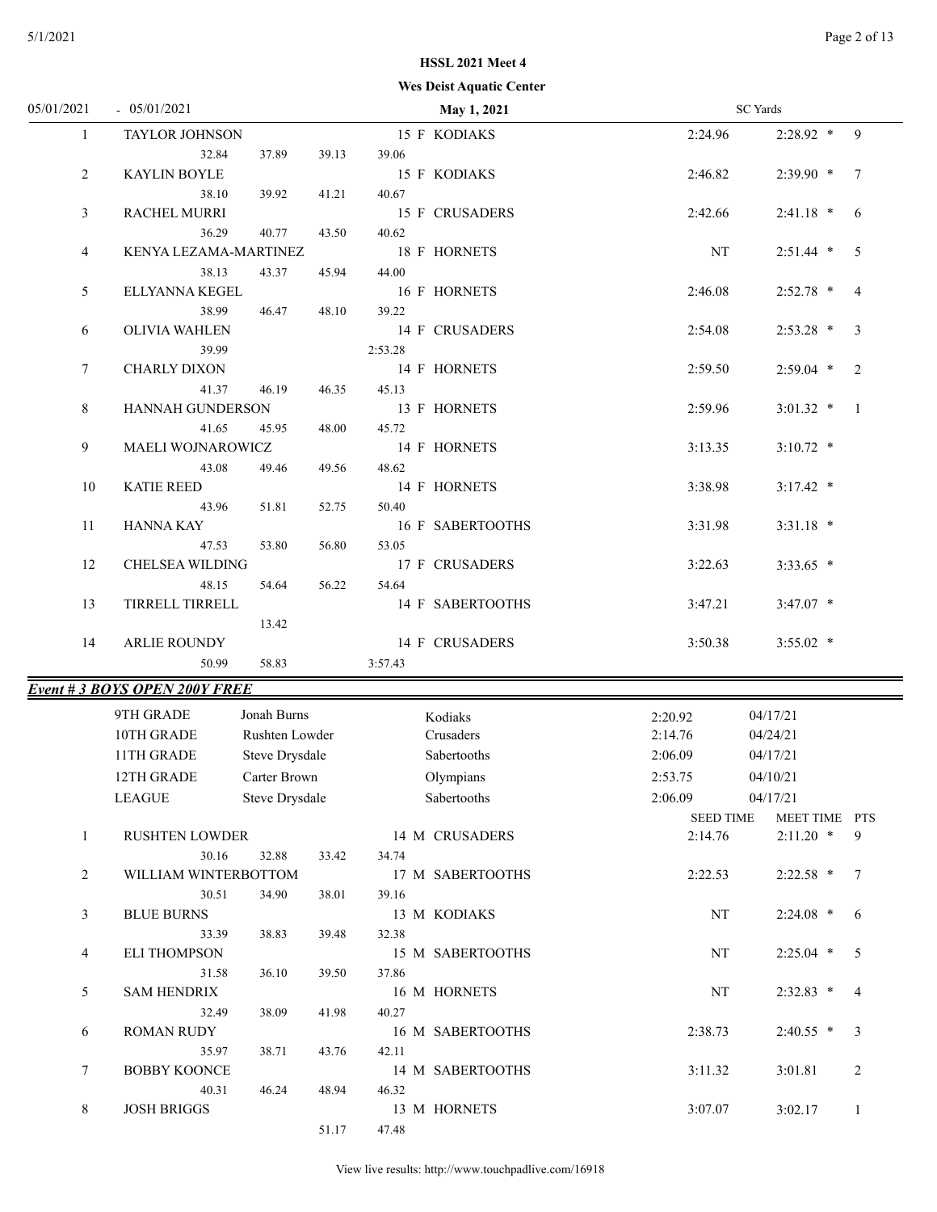**HSSL 2021 Meet 4**

**Wes Deist Aquatic Center**

05/01/2021 - 05/01/2021 **May 1, 2021** SC Yards

| Place | Name | | | | Age | Team | Seed Time | Meet Time | PTS |
|---|---|---|---|---|---|---|---|---|---|
| 1 | TAYLOR JOHNSON | | | | 15 F | KODIAKS | 2:24.96 | 2:28.92 * | 9 |
| | 32.84 | 37.89 | 39.13 | 39.06 | | | | | |
| 2 | KAYLIN BOYLE | | | | 15 F | KODIAKS | 2:46.82 | 2:39.90 * | 7 |
| | 38.10 | 39.92 | 41.21 | 40.67 | | | | | |
| 3 | RACHEL MURRI | | | | 15 F | CRUSADERS | 2:42.66 | 2:41.18 * | 6 |
| | 36.29 | 40.77 | 43.50 | 40.62 | | | | | |
| 4 | KENYA LEZAMA-MARTINEZ | | | | 18 F | HORNETS | NT | 2:51.44 * | 5 |
| | 38.13 | 43.37 | 45.94 | 44.00 | | | | | |
| 5 | ELLYANNA KEGEL | | | | 16 F | HORNETS | 2:46.08 | 2:52.78 * | 4 |
| | 38.99 | 46.47 | 48.10 | 39.22 | | | | | |
| 6 | OLIVIA WAHLEN | | | | 14 F | CRUSADERS | 2:54.08 | 2:53.28 * | 3 |
| | 39.99 | | | 2:53.28 | | | | | |
| 7 | CHARLY DIXON | | | | 14 F | HORNETS | 2:59.50 | 2:59.04 * | 2 |
| | 41.37 | 46.19 | 46.35 | 45.13 | | | | | |
| 8 | HANNAH GUNDERSON | | | | 13 F | HORNETS | 2:59.96 | 3:01.32 * | 1 |
| | 41.65 | 45.95 | 48.00 | 45.72 | | | | | |
| 9 | MAELI WOJNAROWICZ | | | | 14 F | HORNETS | 3:13.35 | 3:10.72 * | |
| | 43.08 | 49.46 | 49.56 | 48.62 | | | | | |
| 10 | KATIE REED | | | | 14 F | HORNETS | 3:38.98 | 3:17.42 * | |
| | 43.96 | 51.81 | 52.75 | 50.40 | | | | | |
| 11 | HANNA KAY | | | | 16 F | SABERTOOTHS | 3:31.98 | 3:31.18 * | |
| | 47.53 | 53.80 | 56.80 | 53.05 | | | | | |
| 12 | CHELSEA WILDING | | | | 17 F | CRUSADERS | 3:22.63 | 3:33.65 * | |
| | 48.15 | 54.64 | 56.22 | 54.64 | | | | | |
| 13 | TIRRELL TIRRELL | | | | 14 F | SABERTOOTHS | 3:47.21 | 3:47.07 * | |
| | | 13.42 | | | | | | | |
| 14 | ARLIE ROUNDY | | | | 14 F | CRUSADERS | 3:50.38 | 3:55.02 * | |
| | 50.99 | 58.83 | | 3:57.43 | | | | | |

### *Event # 3 BOYS OPEN 200Y FREE*

| Record | Name | Team | Time | Date |
|---|---|---|---|---|
| 9TH GRADE | Jonah Burns | Kodiaks | 2:20.92 | 04/17/21 |
| 10TH GRADE | Rushten Lowder | Crusaders | 2:14.76 | 04/24/21 |
| 11TH GRADE | Steve Drysdale | Sabertooths | 2:06.09 | 04/17/21 |
| 12TH GRADE | Carter Brown | Olympians | 2:53.75 | 04/10/21 |
| LEAGUE | Steve Drysdale | Sabertooths | 2:06.09 | 04/17/21 |

| Place | Name | | | | Age | Team | SEED TIME | MEET TIME | PTS |
|---|---|---|---|---|---|---|---|---|---|
| 1 | RUSHTEN LOWDER | | | | 14 M | CRUSADERS | 2:14.76 | 2:11.20 * | 9 |
| | 30.16 | 32.88 | 33.42 | 34.74 | | | | | |
| 2 | WILLIAM WINTERBOTTOM | | | | 17 M | SABERTOOTHS | 2:22.53 | 2:22.58 * | 7 |
| | 30.51 | 34.90 | 38.01 | 39.16 | | | | | |
| 3 | BLUE BURNS | | | | 13 M | KODIAKS | NT | 2:24.08 * | 6 |
| | 33.39 | 38.83 | 39.48 | 32.38 | | | | | |
| 4 | ELI THOMPSON | | | | 15 M | SABERTOOTHS | NT | 2:25.04 * | 5 |
| | 31.58 | 36.10 | 39.50 | 37.86 | | | | | |
| 5 | SAM HENDRIX | | | | 16 M | HORNETS | NT | 2:32.83 * | 4 |
| | 32.49 | 38.09 | 41.98 | 40.27 | | | | | |
| 6 | ROMAN RUDY | | | | 16 M | SABERTOOTHS | 2:38.73 | 2:40.55 * | 3 |
| | 35.97 | 38.71 | 43.76 | 42.11 | | | | | |
| 7 | BOBBY KOONCE | | | | 14 M | SABERTOOTHS | 3:11.32 | 3:01.81 | 2 |
| | 40.31 | 46.24 | 48.94 | 46.32 | | | | | |
| 8 | JOSH BRIGGS | | | | 13 M | HORNETS | 3:07.07 | 3:02.17 | 1 |
| | | | 51.17 | 47.48 | | | | | |

View live results: http://www.touchpadlive.com/16918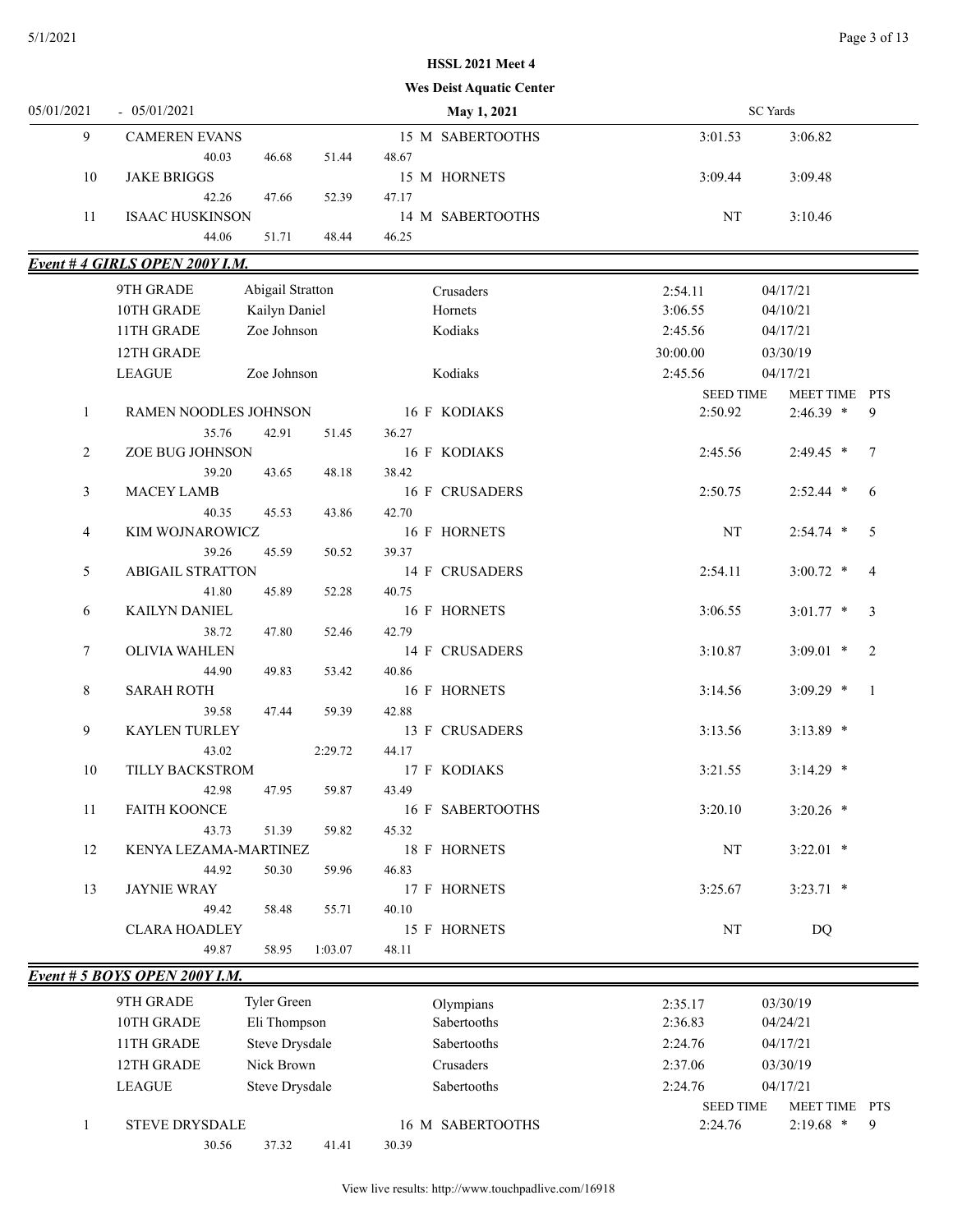HSSL 2021 Meet 4

Wes Deist Aquatic Center

05/01/2021 - 05/01/2021 May 1, 2021 SC Yards

| Place | Name | | | | Age | Sex | Team | Seed Time | Meet Time | PTS |
|---|---|---|---|---|---|---|---|---|---|---|
| 9 | CAMEREN EVANS | | | | 15 | M | SABERTOOTHS | 3:01.53 | 3:06.82 | |
| | 40.03 | 46.68 | 51.44 | 48.67 | | | | | | |
| 10 | JAKE BRIGGS | | | | 15 | M | HORNETS | 3:09.44 | 3:09.48 | |
| | 42.26 | 47.66 | 52.39 | 47.17 | | | | | | |
| 11 | ISAAC HUSKINSON | | | | 14 | M | SABERTOOTHS | NT | 3:10.46 | |
| | 44.06 | 51.71 | 48.44 | 46.25 | | | | | | |

## Event # 4 GIRLS OPEN 200Y I.M.

| Record | Name | Team | Time | Date |
|---|---|---|---|---|
| 9TH GRADE | Abigail Stratton | Crusaders | 2:54.11 | 04/17/21 |
| 10TH GRADE | Kailyn Daniel | Hornets | 3:06.55 | 04/10/21 |
| 11TH GRADE | Zoe Johnson | Kodiaks | 2:45.56 | 04/17/21 |
| 12TH GRADE | | | 30:00.00 | 03/30/19 |
| LEAGUE | Zoe Johnson | Kodiaks | 2:45.56 | 04/17/21 |

| Place | Name | | | | Age | Sex | Team | SEED TIME | MEET TIME | PTS |
|---|---|---|---|---|---|---|---|---|---|---|
| 1 | RAMEN NOODLES JOHNSON | | | | 16 | F | KODIAKS | 2:50.92 | 2:46.39 * | 9 |
| | 35.76 | 42.91 | 51.45 | 36.27 | | | | | | |
| 2 | ZOE BUG JOHNSON | | | | 16 | F | KODIAKS | 2:45.56 | 2:49.45 * | 7 |
| | 39.20 | 43.65 | 48.18 | 38.42 | | | | | | |
| 3 | MACEY LAMB | | | | 16 | F | CRUSADERS | 2:50.75 | 2:52.44 * | 6 |
| | 40.35 | 45.53 | 43.86 | 42.70 | | | | | | |
| 4 | KIM WOJNAROWICZ | | | | 16 | F | HORNETS | NT | 2:54.74 * | 5 |
| | 39.26 | 45.59 | 50.52 | 39.37 | | | | | | |
| 5 | ABIGAIL STRATTON | | | | 14 | F | CRUSADERS | 2:54.11 | 3:00.72 * | 4 |
| | 41.80 | 45.89 | 52.28 | 40.75 | | | | | | |
| 6 | KAILYN DANIEL | | | | 16 | F | HORNETS | 3:06.55 | 3:01.77 * | 3 |
| | 38.72 | 47.80 | 52.46 | 42.79 | | | | | | |
| 7 | OLIVIA WAHLEN | | | | 14 | F | CRUSADERS | 3:10.87 | 3:09.01 * | 2 |
| | 44.90 | 49.83 | 53.42 | 40.86 | | | | | | |
| 8 | SARAH ROTH | | | | 16 | F | HORNETS | 3:14.56 | 3:09.29 * | 1 |
| | 39.58 | 47.44 | 59.39 | 42.88 | | | | | | |
| 9 | KAYLEN TURLEY | | | | 13 | F | CRUSADERS | 3:13.56 | 3:13.89 * | |
| | 43.02 | | 2:29.72 | 44.17 | | | | | | |
| 10 | TILLY BACKSTROM | | | | 17 | F | KODIAKS | 3:21.55 | 3:14.29 * | |
| | 42.98 | 47.95 | 59.87 | 43.49 | | | | | | |
| 11 | FAITH KOONCE | | | | 16 | F | SABERTOOTHS | 3:20.10 | 3:20.26 * | |
| | 43.73 | 51.39 | 59.82 | 45.32 | | | | | | |
| 12 | KENYA LEZAMA-MARTINEZ | | | | 18 | F | HORNETS | NT | 3:22.01 * | |
| | 44.92 | 50.30 | 59.96 | 46.83 | | | | | | |
| 13 | JAYNIE WRAY | | | | 17 | F | HORNETS | 3:25.67 | 3:23.71 * | |
| | 49.42 | 58.48 | 55.71 | 40.10 | | | | | | |
| | CLARA HOADLEY | | | | 15 | F | HORNETS | NT | DQ | |
| | 49.87 | 58.95 | 1:03.07 | 48.11 | | | | | | |

## Event # 5 BOYS OPEN 200Y I.M.

| Record | Name | Team | Time | Date |
|---|---|---|---|---|
| 9TH GRADE | Tyler Green | Olympians | 2:35.17 | 03/30/19 |
| 10TH GRADE | Eli Thompson | Sabertooths | 2:36.83 | 04/24/21 |
| 11TH GRADE | Steve Drysdale | Sabertooths | 2:24.76 | 04/17/21 |
| 12TH GRADE | Nick Brown | Crusaders | 2:37.06 | 03/30/19 |
| LEAGUE | Steve Drysdale | Sabertooths | 2:24.76 | 04/17/21 |

| Place | Name | | | | Age | Sex | Team | SEED TIME | MEET TIME | PTS |
|---|---|---|---|---|---|---|---|---|---|---|
| 1 | STEVE DRYSDALE | | | | 16 | M | SABERTOOTHS | 2:24.76 | 2:19.68 * | 9 |
| | 30.56 | 37.32 | 41.41 | 30.39 | | | | | | |

View live results: http://www.touchpadlive.com/16918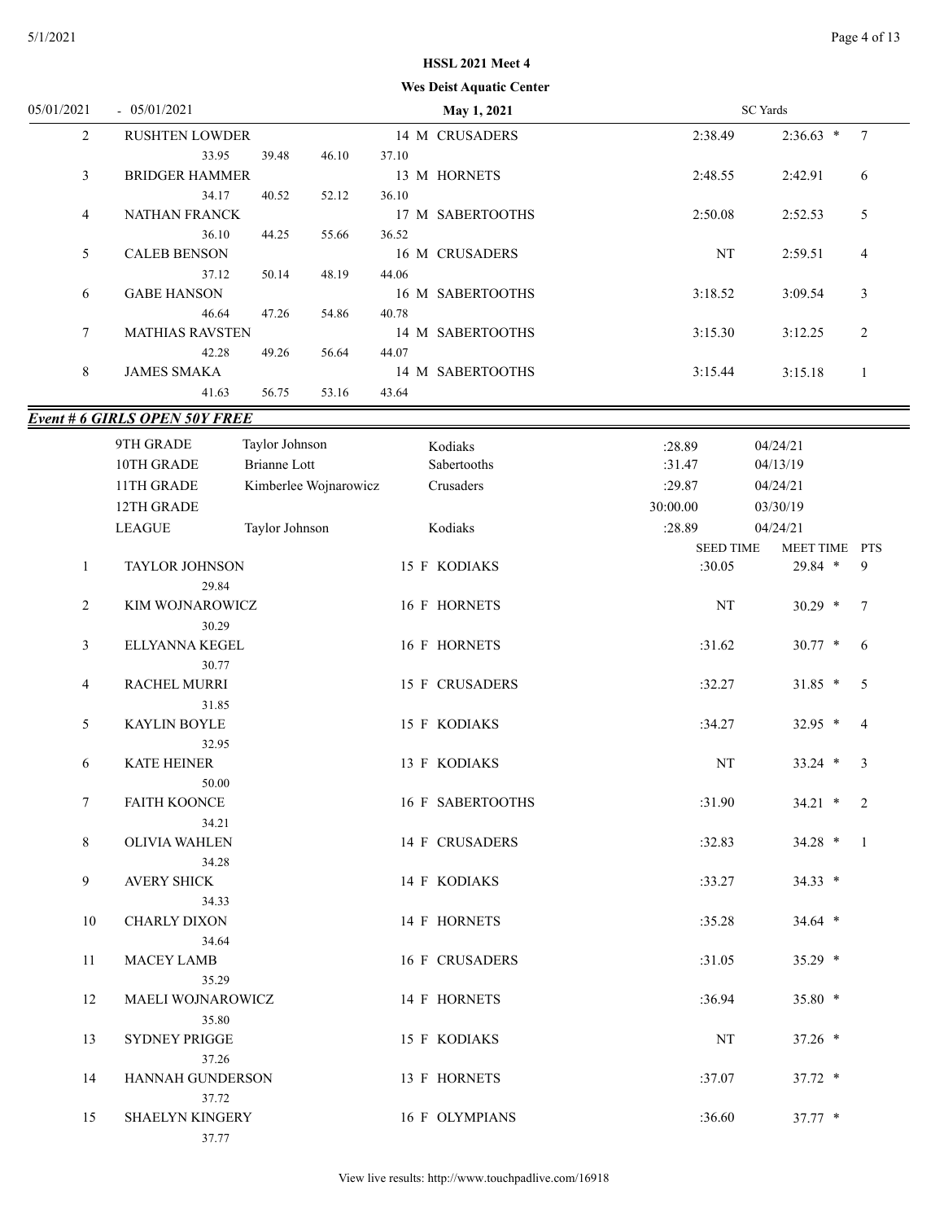**HSSL 2021 Meet 4**

**Wes Deist Aquatic Center**

05/01/2021 - 05/01/2021 **May 1, 2021** SC Yards

| Place | Name | Age | Sex | Team | Seed Time | Meet Time | PTS |
|---|---|---|---|---|---|---|---|
| 2 | RUSHTEN LOWDER | 14 | M | CRUSADERS | 2:38.49 | 2:36.63 * | 7 |
| | 33.95 39.48 46.10 37.10 | | | | | | |
| 3 | BRIDGER HAMMER | 13 | M | HORNETS | 2:48.55 | 2:42.91 | 6 |
| | 34.17 40.52 52.12 36.10 | | | | | | |
| 4 | NATHAN FRANCK | 17 | M | SABERTOOTHS | 2:50.08 | 2:52.53 | 5 |
| | 36.10 44.25 55.66 36.52 | | | | | | |
| 5 | CALEB BENSON | 16 | M | CRUSADERS | NT | 2:59.51 | 4 |
| | 37.12 50.14 48.19 44.06 | | | | | | |
| 6 | GABE HANSON | 16 | M | SABERTOOTHS | 3:18.52 | 3:09.54 | 3 |
| | 46.64 47.26 54.86 40.78 | | | | | | |
| 7 | MATHIAS RAVSTEN | 14 | M | SABERTOOTHS | 3:15.30 | 3:12.25 | 2 |
| | 42.28 49.26 56.64 44.07 | | | | | | |
| 8 | JAMES SMAKA | 14 | M | SABERTOOTHS | 3:15.44 | 3:15.18 | 1 |
| | 41.63 56.75 53.16 43.64 | | | | | | |

## *Event # 6 GIRLS OPEN 50Y FREE*

| Record | Name | Team | Time | Date |
|---|---|---|---|---|
| 9TH GRADE | Taylor Johnson | Kodiaks | :28.89 | 04/24/21 |
| 10TH GRADE | Brianne Lott | Sabertooths | :31.47 | 04/13/19 |
| 11TH GRADE | Kimberlee Wojnarowicz | Crusaders | :29.87 | 04/24/21 |
| 12TH GRADE | | | 30:00.00 | 03/30/19 |
| LEAGUE | Taylor Johnson | Kodiaks | :28.89 | 04/24/21 |

| Place | Name | Age | Sex | Team | SEED TIME | MEET TIME | PTS |
|---|---|---|---|---|---|---|---|
| 1 | TAYLOR JOHNSON | 15 | F | KODIAKS | :30.05 | 29.84 * | 9 |
| | 29.84 | | | | | | |
| 2 | KIM WOJNAROWICZ | 16 | F | HORNETS | NT | 30.29 * | 7 |
| | 30.29 | | | | | | |
| 3 | ELLYANNA KEGEL | 16 | F | HORNETS | :31.62 | 30.77 * | 6 |
| | 30.77 | | | | | | |
| 4 | RACHEL MURRI | 15 | F | CRUSADERS | :32.27 | 31.85 * | 5 |
| | 31.85 | | | | | | |
| 5 | KAYLIN BOYLE | 15 | F | KODIAKS | :34.27 | 32.95 * | 4 |
| | 32.95 | | | | | | |
| 6 | KATE HEINER | 13 | F | KODIAKS | NT | 33.24 * | 3 |
| | 50.00 | | | | | | |
| 7 | FAITH KOONCE | 16 | F | SABERTOOTHS | :31.90 | 34.21 * | 2 |
| | 34.21 | | | | | | |
| 8 | OLIVIA WAHLEN | 14 | F | CRUSADERS | :32.83 | 34.28 * | 1 |
| | 34.28 | | | | | | |
| 9 | AVERY SHICK | 14 | F | KODIAKS | :33.27 | 34.33 * | |
| | 34.33 | | | | | | |
| 10 | CHARLY DIXON | 14 | F | HORNETS | :35.28 | 34.64 * | |
| | 34.64 | | | | | | |
| 11 | MACEY LAMB | 16 | F | CRUSADERS | :31.05 | 35.29 * | |
| | 35.29 | | | | | | |
| 12 | MAELI WOJNAROWICZ | 14 | F | HORNETS | :36.94 | 35.80 * | |
| | 35.80 | | | | | | |
| 13 | SYDNEY PRIGGE | 15 | F | KODIAKS | NT | 37.26 * | |
| | 37.26 | | | | | | |
| 14 | HANNAH GUNDERSON | 13 | F | HORNETS | :37.07 | 37.72 * | |
| | 37.72 | | | | | | |
| 15 | SHAELYN KINGERY | 16 | F | OLYMPIANS | :36.60 | 37.77 * | |
| | 37.77 | | | | | | |

View live results: http://www.touchpadlive.com/16918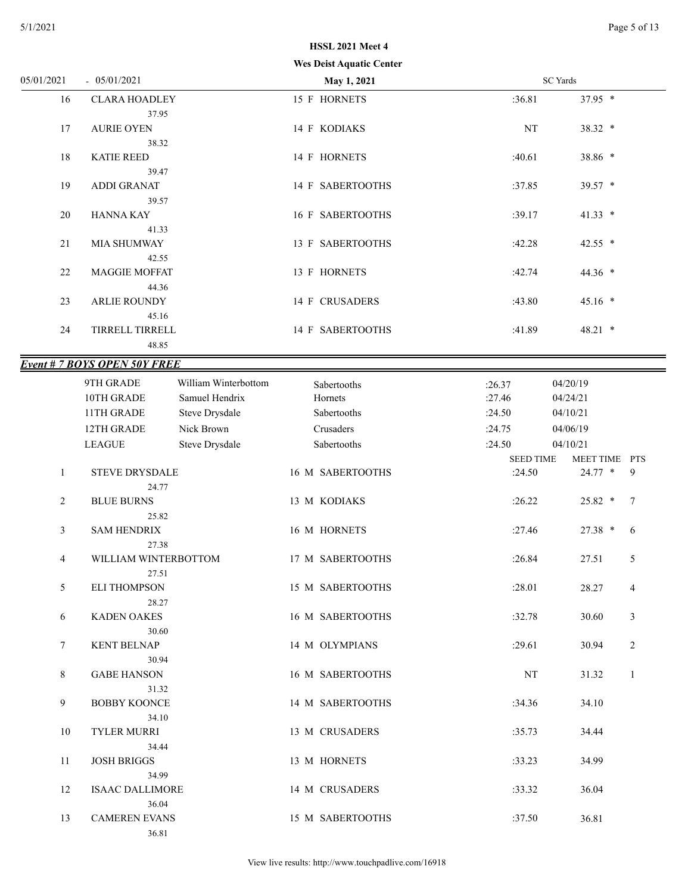**HSSL 2021 Meet 4**

**Wes Deist Aquatic Center**

05/01/2021 - 05/01/2021 **May 1, 2021** SC Yards

| Place | Name | Age | Sex | Team | Seed Time | Meet Time | PTS |
|---|---|---|---|---|---|---|---|
| 16 | CLARA HOADLEY<br>37.95 | 15 | F | HORNETS | :36.81 | 37.95 * | |
| 17 | AURIE OYEN<br>38.32 | 14 | F | KODIAKS | NT | 38.32 * | |
| 18 | KATIE REED<br>39.47 | 14 | F | HORNETS | :40.61 | 38.86 * | |
| 19 | ADDI GRANAT<br>39.57 | 14 | F | SABERTOOTHS | :37.85 | 39.57 * | |
| 20 | HANNA KAY<br>41.33 | 16 | F | SABERTOOTHS | :39.17 | 41.33 * | |
| 21 | MIA SHUMWAY<br>42.55 | 13 | F | SABERTOOTHS | :42.28 | 42.55 * | |
| 22 | MAGGIE MOFFAT<br>44.36 | 13 | F | HORNETS | :42.74 | 44.36 * | |
| 23 | ARLIE ROUNDY<br>45.16 | 14 | F | CRUSADERS | :43.80 | 45.16 * | |
| 24 | TIRRELL TIRRELL<br>48.85 | 14 | F | SABERTOOTHS | :41.89 | 48.21 * | |

***Event # 7 BOYS OPEN 50Y FREE***

| Record | Name | Team | Time | Date |
|---|---|---|---|---|
| 9TH GRADE | William Winterbottom | Sabertooths | :26.37 | 04/20/19 |
| 10TH GRADE | Samuel Hendrix | Hornets | :27.46 | 04/24/21 |
| 11TH GRADE | Steve Drysdale | Sabertooths | :24.50 | 04/10/21 |
| 12TH GRADE | Nick Brown | Crusaders | :24.75 | 04/06/19 |
| LEAGUE | Steve Drysdale | Sabertooths | :24.50 | 04/10/21 |

| Place | Name | Age | Sex | Team | SEED TIME | MEET TIME | PTS |
|---|---|---|---|---|---|---|---|
| 1 | STEVE DRYSDALE<br>24.77 | 16 | M | SABERTOOTHS | :24.50 | 24.77 * | 9 |
| 2 | BLUE BURNS<br>25.82 | 13 | M | KODIAKS | :26.22 | 25.82 * | 7 |
| 3 | SAM HENDRIX<br>27.38 | 16 | M | HORNETS | :27.46 | 27.38 * | 6 |
| 4 | WILLIAM WINTERBOTTOM<br>27.51 | 17 | M | SABERTOOTHS | :26.84 | 27.51 | 5 |
| 5 | ELI THOMPSON<br>28.27 | 15 | M | SABERTOOTHS | :28.01 | 28.27 | 4 |
| 6 | KADEN OAKES<br>30.60 | 16 | M | SABERTOOTHS | :32.78 | 30.60 | 3 |
| 7 | KENT BELNAP<br>30.94 | 14 | M | OLYMPIANS | :29.61 | 30.94 | 2 |
| 8 | GABE HANSON<br>31.32 | 16 | M | SABERTOOTHS | NT | 31.32 | 1 |
| 9 | BOBBY KOONCE<br>34.10 | 14 | M | SABERTOOTHS | :34.36 | 34.10 | |
| 10 | TYLER MURRI<br>34.44 | 13 | M | CRUSADERS | :35.73 | 34.44 | |
| 11 | JOSH BRIGGS<br>34.99 | 13 | M | HORNETS | :33.23 | 34.99 | |
| 12 | ISAAC DALLIMORE<br>36.04 | 14 | M | CRUSADERS | :33.32 | 36.04 | |
| 13 | CAMEREN EVANS<br>36.81 | 15 | M | SABERTOOTHS | :37.50 | 36.81 | |

View live results: http://www.touchpadlive.com/16918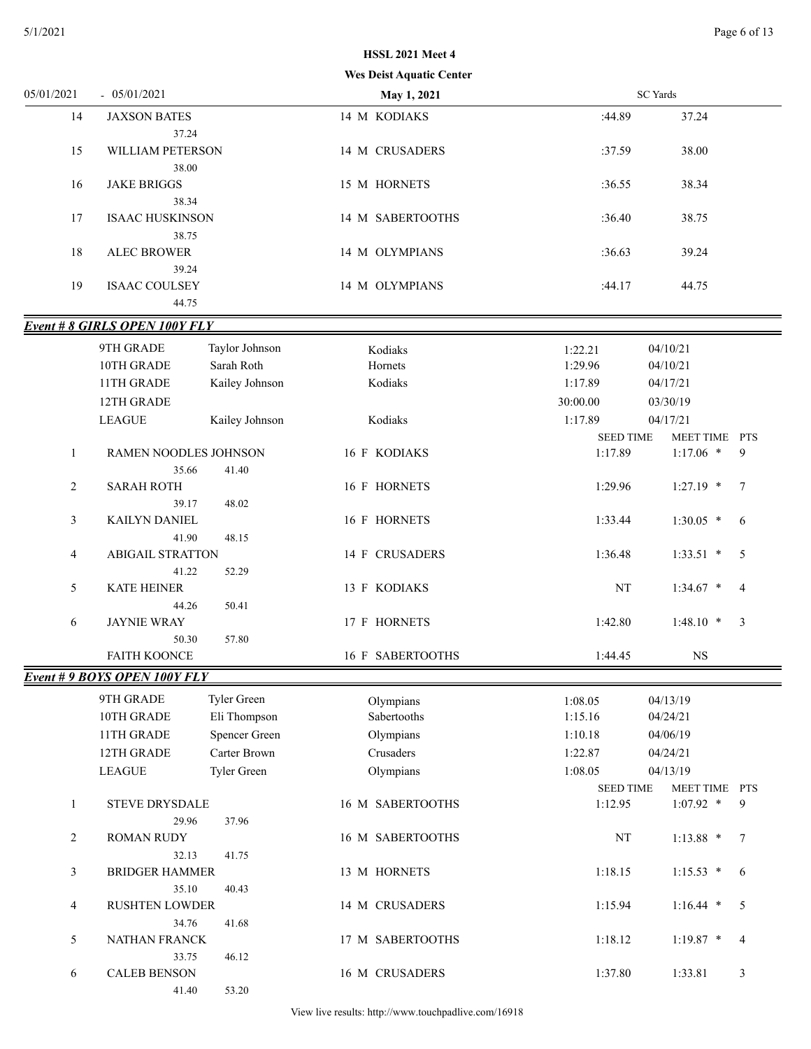HSSL 2021 Meet 4

Wes Deist Aquatic Center

05/01/2021 - 05/01/2021 | May 1, 2021 | SC Yards

| | Name | Age/Team | Seed Time | Time |
|---|---|---|---|---|
| 14 | JAXSON BATES<br>37.24 | 14 M KODIAKS | :44.89 | 37.24 |
| 15 | WILLIAM PETERSON<br>38.00 | 14 M CRUSADERS | :37.59 | 38.00 |
| 16 | JAKE BRIGGS<br>38.34 | 15 M HORNETS | :36.55 | 38.34 |
| 17 | ISAAC HUSKINSON<br>38.75 | 14 M SABERTOOTHS | :36.40 | 38.75 |
| 18 | ALEC BROWER<br>39.24 | 14 M OLYMPIANS | :36.63 | 39.24 |
| 19 | ISAAC COULSEY<br>44.75 | 14 M OLYMPIANS | :44.17 | 44.75 |

## Event # 8 GIRLS OPEN 100Y FLY

| Record | Name | Team | Time | Date |
|---|---|---|---|---|
| 9TH GRADE | Taylor Johnson | Kodiaks | 1:22.21 | 04/10/21 |
| 10TH GRADE | Sarah Roth | Hornets | 1:29.96 | 04/10/21 |
| 11TH GRADE | Kailey Johnson | Kodiaks | 1:17.89 | 04/17/21 |
| 12TH GRADE | | | 30:00.00 | 03/30/19 |
| LEAGUE | Kailey Johnson | Kodiaks | 1:17.89 | 04/17/21 |

| | Name | Age/Team | SEED TIME | MEET TIME | PTS |
|---|---|---|---|---|---|
| 1 | RAMEN NOODLES JOHNSON<br>35.66 41.40 | 16 F KODIAKS | 1:17.89 | 1:17.06 * | 9 |
| 2 | SARAH ROTH<br>39.17 48.02 | 16 F HORNETS | 1:29.96 | 1:27.19 * | 7 |
| 3 | KAILYN DANIEL<br>41.90 48.15 | 16 F HORNETS | 1:33.44 | 1:30.05 * | 6 |
| 4 | ABIGAIL STRATTON<br>41.22 52.29 | 14 F CRUSADERS | 1:36.48 | 1:33.51 * | 5 |
| 5 | KATE HEINER<br>44.26 50.41 | 13 F KODIAKS | NT | 1:34.67 * | 4 |
| 6 | JAYNIE WRAY<br>50.30 57.80 | 17 F HORNETS | 1:42.80 | 1:48.10 * | 3 |
| | FAITH KOONCE | 16 F SABERTOOTHS | 1:44.45 | NS | |

## Event # 9 BOYS OPEN 100Y FLY

| Record | Name | Team | Time | Date |
|---|---|---|---|---|
| 9TH GRADE | Tyler Green | Olympians | 1:08.05 | 04/13/19 |
| 10TH GRADE | Eli Thompson | Sabertooths | 1:15.16 | 04/24/21 |
| 11TH GRADE | Spencer Green | Olympians | 1:10.18 | 04/06/19 |
| 12TH GRADE | Carter Brown | Crusaders | 1:22.87 | 04/24/21 |
| LEAGUE | Tyler Green | Olympians | 1:08.05 | 04/13/19 |

| | Name | Age/Team | SEED TIME | MEET TIME | PTS |
|---|---|---|---|---|---|
| 1 | STEVE DRYSDALE<br>29.96 37.96 | 16 M SABERTOOTHS | 1:12.95 | 1:07.92 * | 9 |
| 2 | ROMAN RUDY<br>32.13 41.75 | 16 M SABERTOOTHS | NT | 1:13.88 * | 7 |
| 3 | BRIDGER HAMMER<br>35.10 40.43 | 13 M HORNETS | 1:18.15 | 1:15.53 * | 6 |
| 4 | RUSHTEN LOWDER<br>34.76 41.68 | 14 M CRUSADERS | 1:15.94 | 1:16.44 * | 5 |
| 5 | NATHAN FRANCK<br>33.75 46.12 | 17 M SABERTOOTHS | 1:18.12 | 1:19.87 * | 4 |
| 6 | CALEB BENSON<br>41.40 53.20 | 16 M CRUSADERS | 1:37.80 | 1:33.81 | 3 |

View live results: http://www.touchpadlive.com/16918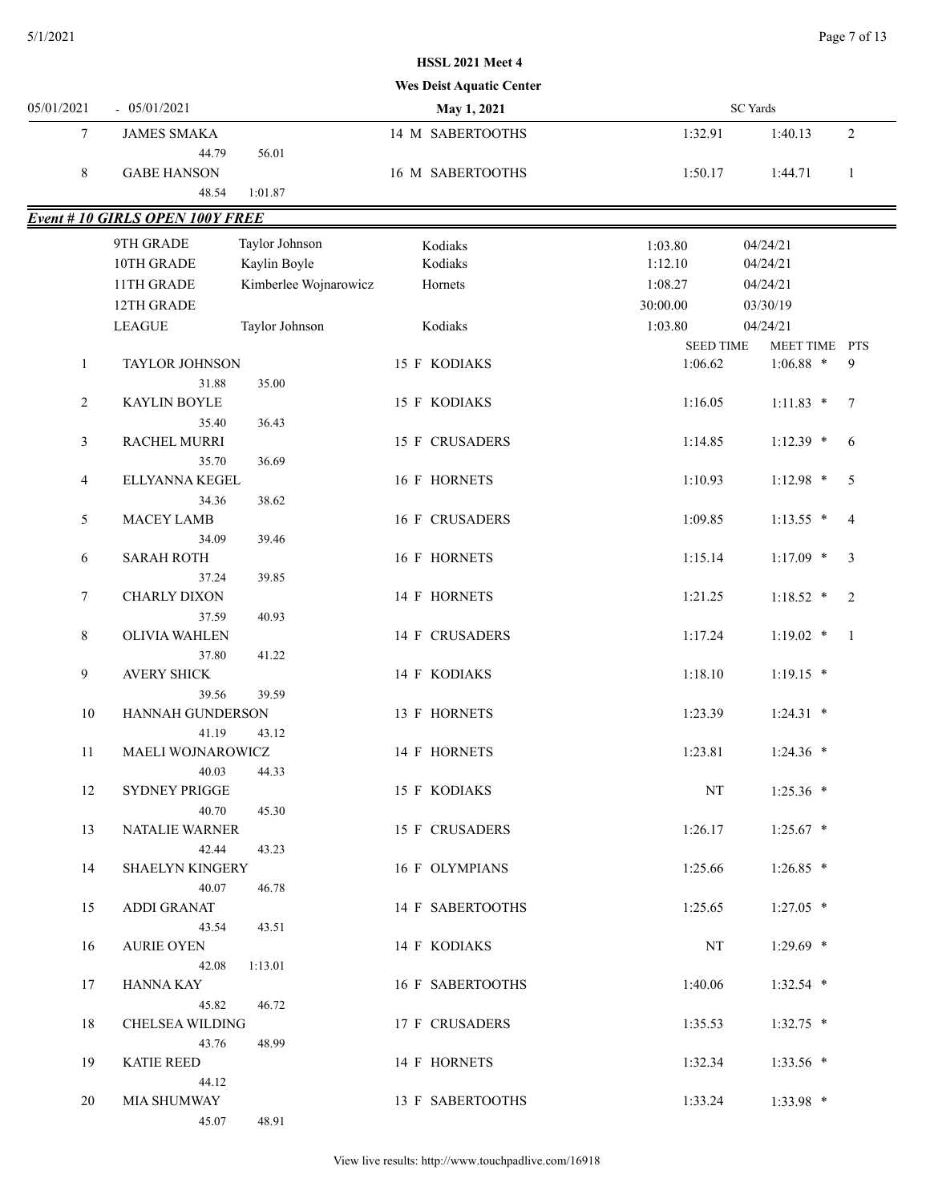**HSSL 2021 Meet 4**

**Wes Deist Aquatic Center**

05/01/2021 - 05/01/2021 **May 1, 2021** SC Yards

| | | | | | |
|---|---|---|---|---|---|
| 7 | JAMES SMAKA | 14 M SABERTOOTHS | 1:32.91 | 1:40.13 | 2 |
| | 44.79 56.01 | | | | |
| 8 | GABE HANSON | 16 M SABERTOOTHS | 1:50.17 | 1:44.71 | 1 |
| | 48.54 1:01.87 | | | | |

## *Event # 10 GIRLS OPEN 100Y FREE*

| | | | | |
|---|---|---|---|---|
| 9TH GRADE | Taylor Johnson | Kodiaks | 1:03.80 | 04/24/21 |
| 10TH GRADE | Kaylin Boyle | Kodiaks | 1:12.10 | 04/24/21 |
| 11TH GRADE | Kimberlee Wojnarowicz | Hornets | 1:08.27 | 04/24/21 |
| 12TH GRADE | | | 30:00.00 | 03/30/19 |
| LEAGUE | Taylor Johnson | Kodiaks | 1:03.80 | 04/24/21 |

| | | | SEED TIME | MEET TIME | PTS |
|---|---|---|---|---|---|
| 1 | TAYLOR JOHNSON | 15 F KODIAKS | 1:06.62 | 1:06.88 * | 9 |
| | 31.88 35.00 | | | | |
| 2 | KAYLIN BOYLE | 15 F KODIAKS | 1:16.05 | 1:11.83 * | 7 |
| | 35.40 36.43 | | | | |
| 3 | RACHEL MURRI | 15 F CRUSADERS | 1:14.85 | 1:12.39 * | 6 |
| | 35.70 36.69 | | | | |
| 4 | ELLYANNA KEGEL | 16 F HORNETS | 1:10.93 | 1:12.98 * | 5 |
| | 34.36 38.62 | | | | |
| 5 | MACEY LAMB | 16 F CRUSADERS | 1:09.85 | 1:13.55 * | 4 |
| | 34.09 39.46 | | | | |
| 6 | SARAH ROTH | 16 F HORNETS | 1:15.14 | 1:17.09 * | 3 |
| | 37.24 39.85 | | | | |
| 7 | CHARLY DIXON | 14 F HORNETS | 1:21.25 | 1:18.52 * | 2 |
| | 37.59 40.93 | | | | |
| 8 | OLIVIA WAHLEN | 14 F CRUSADERS | 1:17.24 | 1:19.02 * | 1 |
| | 37.80 41.22 | | | | |
| 9 | AVERY SHICK | 14 F KODIAKS | 1:18.10 | 1:19.15 * | |
| | 39.56 39.59 | | | | |
| 10 | HANNAH GUNDERSON | 13 F HORNETS | 1:23.39 | 1:24.31 * | |
| | 41.19 43.12 | | | | |
| 11 | MAELI WOJNAROWICZ | 14 F HORNETS | 1:23.81 | 1:24.36 * | |
| | 40.03 44.33 | | | | |
| 12 | SYDNEY PRIGGE | 15 F KODIAKS | NT | 1:25.36 * | |
| | 40.70 45.30 | | | | |
| 13 | NATALIE WARNER | 15 F CRUSADERS | 1:26.17 | 1:25.67 * | |
| | 42.44 43.23 | | | | |
| 14 | SHAELYN KINGERY | 16 F OLYMPIANS | 1:25.66 | 1:26.85 * | |
| | 40.07 46.78 | | | | |
| 15 | ADDI GRANAT | 14 F SABERTOOTHS | 1:25.65 | 1:27.05 * | |
| | 43.54 43.51 | | | | |
| 16 | AURIE OYEN | 14 F KODIAKS | NT | 1:29.69 * | |
| | 42.08 1:13.01 | | | | |
| 17 | HANNA KAY | 16 F SABERTOOTHS | 1:40.06 | 1:32.54 * | |
| | 45.82 46.72 | | | | |
| 18 | CHELSEA WILDING | 17 F CRUSADERS | 1:35.53 | 1:32.75 * | |
| | 43.76 48.99 | | | | |
| 19 | KATIE REED | 14 F HORNETS | 1:32.34 | 1:33.56 * | |
| | 44.12 | | | | |
| 20 | MIA SHUMWAY | 13 F SABERTOOTHS | 1:33.24 | 1:33.98 * | |
| | 45.07 48.91 | | | | |

View live results: http://www.touchpadlive.com/16918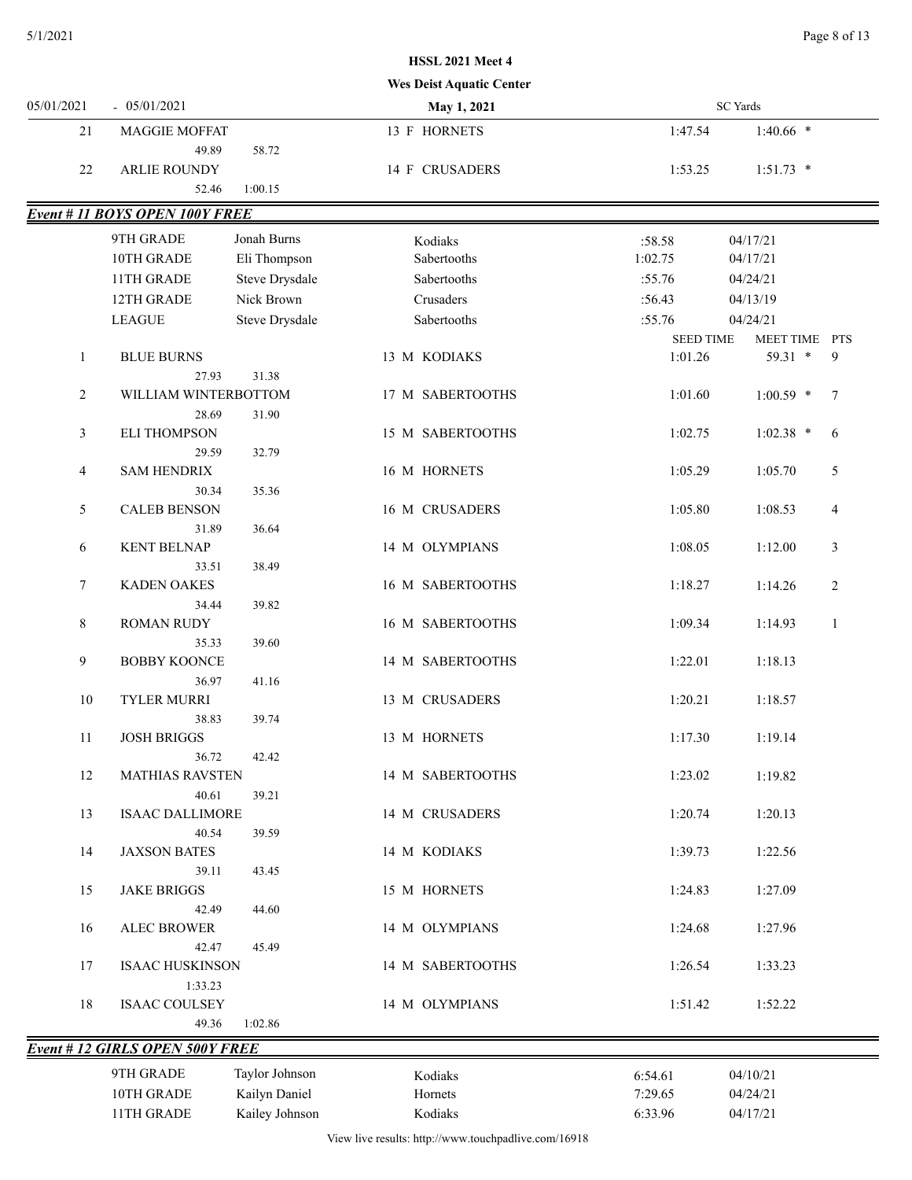HSSL 2021 Meet 4

Wes Deist Aquatic Center

05/01/2021 - 05/01/2021 | May 1, 2021 | SC Yards

| Place | Name | Age | Sex | Team | Seed Time | Meet Time | PTS |
|---|---|---|---|---|---|---|---|
| 21 | MAGGIE MOFFAT | 13 | F | HORNETS | 1:47.54 | 1:40.66 * | |
| | 49.89 58.72 | | | | | | |
| 22 | ARLIE ROUNDY | 14 | F | CRUSADERS | 1:53.25 | 1:51.73 * | |
| | 52.46 1:00.15 | | | | | | |

## Event # 11 BOYS OPEN 100Y FREE

| Record | Name | Team | Time | Date |
|---|---|---|---|---|
| 9TH GRADE | Jonah Burns | Kodiaks | :58.58 | 04/17/21 |
| 10TH GRADE | Eli Thompson | Sabertooths | 1:02.75 | 04/17/21 |
| 11TH GRADE | Steve Drysdale | Sabertooths | :55.76 | 04/24/21 |
| 12TH GRADE | Nick Brown | Crusaders | :56.43 | 04/13/19 |
| LEAGUE | Steve Drysdale | Sabertooths | :55.76 | 04/24/21 |

| Place | Name | Age | Sex | Team | SEED TIME | MEET TIME | PTS |
|---|---|---|---|---|---|---|---|
| 1 | BLUE BURNS | 13 | M | KODIAKS | 1:01.26 | 59.31 * | 9 |
| | 27.93 31.38 | | | | | | |
| 2 | WILLIAM WINTERBOTTOM | 17 | M | SABERTOOTHS | 1:01.60 | 1:00.59 * | 7 |
| | 28.69 31.90 | | | | | | |
| 3 | ELI THOMPSON | 15 | M | SABERTOOTHS | 1:02.75 | 1:02.38 * | 6 |
| | 29.59 32.79 | | | | | | |
| 4 | SAM HENDRIX | 16 | M | HORNETS | 1:05.29 | 1:05.70 | 5 |
| | 30.34 35.36 | | | | | | |
| 5 | CALEB BENSON | 16 | M | CRUSADERS | 1:05.80 | 1:08.53 | 4 |
| | 31.89 36.64 | | | | | | |
| 6 | KENT BELNAP | 14 | M | OLYMPIANS | 1:08.05 | 1:12.00 | 3 |
| | 33.51 38.49 | | | | | | |
| 7 | KADEN OAKES | 16 | M | SABERTOOTHS | 1:18.27 | 1:14.26 | 2 |
| | 34.44 39.82 | | | | | | |
| 8 | ROMAN RUDY | 16 | M | SABERTOOTHS | 1:09.34 | 1:14.93 | 1 |
| | 35.33 39.60 | | | | | | |
| 9 | BOBBY KOONCE | 14 | M | SABERTOOTHS | 1:22.01 | 1:18.13 | |
| | 36.97 41.16 | | | | | | |
| 10 | TYLER MURRI | 13 | M | CRUSADERS | 1:20.21 | 1:18.57 | |
| | 38.83 39.74 | | | | | | |
| 11 | JOSH BRIGGS | 13 | M | HORNETS | 1:17.30 | 1:19.14 | |
| | 36.72 42.42 | | | | | | |
| 12 | MATHIAS RAVSTEN | 14 | M | SABERTOOTHS | 1:23.02 | 1:19.82 | |
| | 40.61 39.21 | | | | | | |
| 13 | ISAAC DALLIMORE | 14 | M | CRUSADERS | 1:20.74 | 1:20.13 | |
| | 40.54 39.59 | | | | | | |
| 14 | JAXSON BATES | 14 | M | KODIAKS | 1:39.73 | 1:22.56 | |
| | 39.11 43.45 | | | | | | |
| 15 | JAKE BRIGGS | 15 | M | HORNETS | 1:24.83 | 1:27.09 | |
| | 42.49 44.60 | | | | | | |
| 16 | ALEC BROWER | 14 | M | OLYMPIANS | 1:24.68 | 1:27.96 | |
| | 42.47 45.49 | | | | | | |
| 17 | ISAAC HUSKINSON | 14 | M | SABERTOOTHS | 1:26.54 | 1:33.23 | |
| | 1:33.23 | | | | | | |
| 18 | ISAAC COULSEY | 14 | M | OLYMPIANS | 1:51.42 | 1:52.22 | |
| | 49.36 1:02.86 | | | | | | |

## Event # 12 GIRLS OPEN 500Y FREE

| Record | Name | Team | Time | Date |
|---|---|---|---|---|
| 9TH GRADE | Taylor Johnson | Kodiaks | 6:54.61 | 04/10/21 |
| 10TH GRADE | Kailyn Daniel | Hornets | 7:29.65 | 04/24/21 |
| 11TH GRADE | Kailey Johnson | Kodiaks | 6:33.96 | 04/17/21 |

View live results: http://www.touchpadlive.com/16918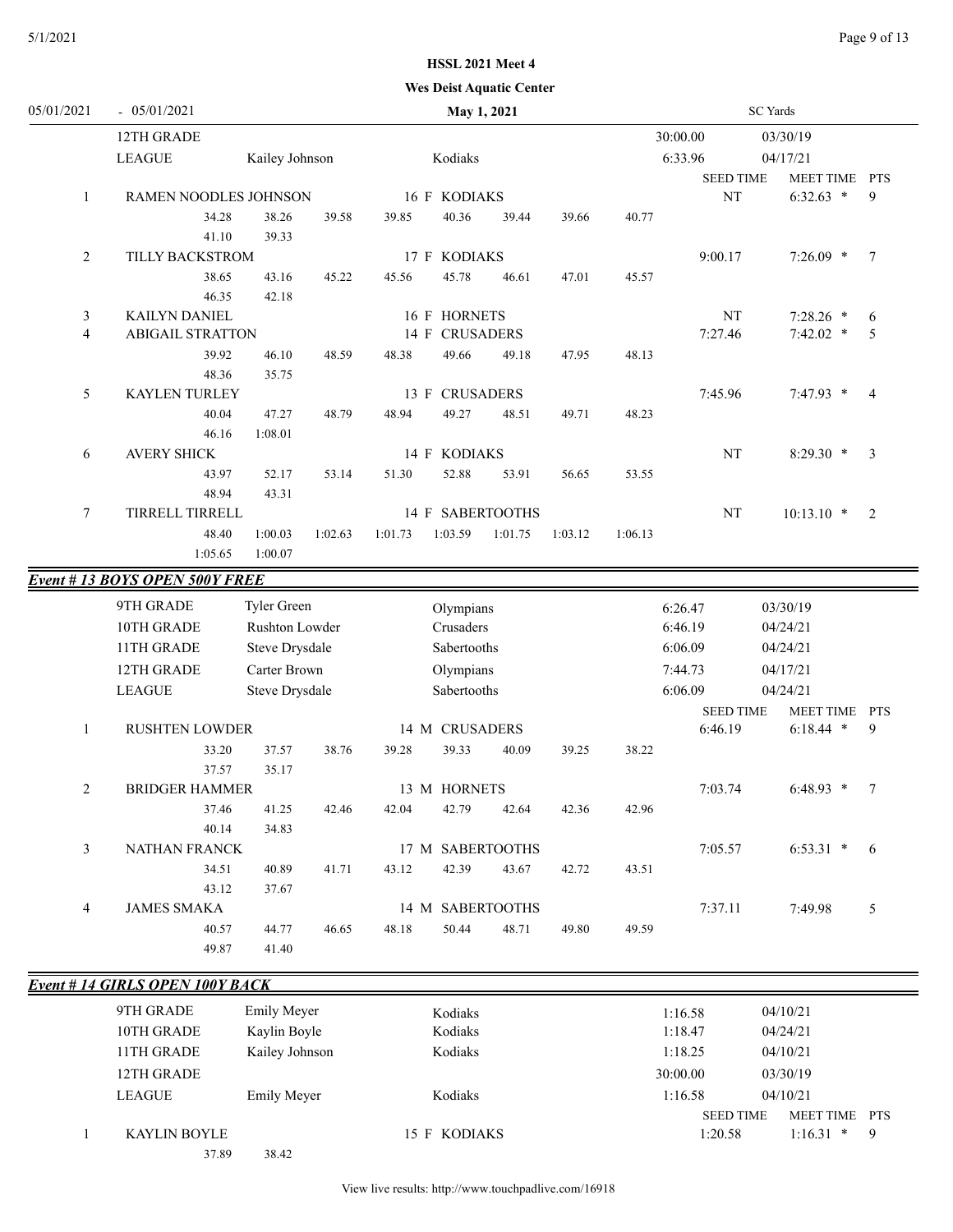**HSSL 2021 Meet 4**

**Wes Deist Aquatic Center**

05/01/2021 - 05/01/2021 **May 1, 2021** SC Yards

| | | | |
|---|---|---|---|
| 12TH GRADE | | | 30:00.00 | 03/30/19 |
| LEAGUE | Kailey Johnson | Kodiaks | 6:33.96 | 04/17/21 |

| Place | Name | Age | Team | Seed Time | Meet Time | PTS |
|---|---|---|---|---|---|---|
| 1 | RAMEN NOODLES JOHNSON | 16 F | KODIAKS | NT | 6:32.63 * | 9 |
| | 34.28 38.26 39.58 39.85 40.36 39.44 39.66 40.77 41.10 39.33 | | | | | |
| 2 | TILLY BACKSTROM | 17 F | KODIAKS | 9:00.17 | 7:26.09 * | 7 |
| | 38.65 43.16 45.22 45.56 45.78 46.61 47.01 45.57 46.35 42.18 | | | | | |
| 3 | KAILYN DANIEL | 16 F | HORNETS | NT | 7:28.26 * | 6 |
| 4 | ABIGAIL STRATTON | 14 F | CRUSADERS | 7:27.46 | 7:42.02 * | 5 |
| | 39.92 46.10 48.59 48.38 49.66 49.18 47.95 48.13 48.36 35.75 | | | | | |
| 5 | KAYLEN TURLEY | 13 F | CRUSADERS | 7:45.96 | 7:47.93 * | 4 |
| | 40.04 47.27 48.79 48.94 49.27 48.51 49.71 48.23 46.16 1:08.01 | | | | | |
| 6 | AVERY SHICK | 14 F | KODIAKS | NT | 8:29.30 * | 3 |
| | 43.97 52.17 53.14 51.30 52.88 53.91 56.65 53.55 48.94 43.31 | | | | | |
| 7 | TIRRELL TIRRELL | 14 F | SABERTOOTHS | NT | 10:13.10 * | 2 |
| | 48.40 1:00.03 1:02.63 1:01.73 1:03.59 1:01.75 1:03.12 1:06.13 1:05.65 1:00.07 | | | | | |

## Event # 13 BOYS OPEN 500Y FREE

| Record | Name | Team | Time | Date |
|---|---|---|---|---|
| 9TH GRADE | Tyler Green | Olympians | 6:26.47 | 03/30/19 |
| 10TH GRADE | Rushton Lowder | Crusaders | 6:46.19 | 04/24/21 |
| 11TH GRADE | Steve Drysdale | Sabertooths | 6:06.09 | 04/24/21 |
| 12TH GRADE | Carter Brown | Olympians | 7:44.73 | 04/17/21 |
| LEAGUE | Steve Drysdale | Sabertooths | 6:06.09 | 04/24/21 |

| Place | Name | Age | Team | Seed Time | Meet Time | PTS |
|---|---|---|---|---|---|---|
| 1 | RUSHTEN LOWDER | 14 M | CRUSADERS | 6:46.19 | 6:18.44 * | 9 |
| | 33.20 37.57 38.76 39.28 39.33 40.09 39.25 38.22 37.57 35.17 | | | | | |
| 2 | BRIDGER HAMMER | 13 M | HORNETS | 7:03.74 | 6:48.93 * | 7 |
| | 37.46 41.25 42.46 42.04 42.79 42.64 42.36 42.96 40.14 34.83 | | | | | |
| 3 | NATHAN FRANCK | 17 M | SABERTOOTHS | 7:05.57 | 6:53.31 * | 6 |
| | 34.51 40.89 41.71 43.12 42.39 43.67 42.72 43.51 43.12 37.67 | | | | | |
| 4 | JAMES SMAKA | 14 M | SABERTOOTHS | 7:37.11 | 7:49.98 | 5 |
| | 40.57 44.77 46.65 48.18 50.44 48.71 49.80 49.59 49.87 41.40 | | | | | |

## Event # 14 GIRLS OPEN 100Y BACK

| Record | Name | Team | Time | Date |
|---|---|---|---|---|
| 9TH GRADE | Emily Meyer | Kodiaks | 1:16.58 | 04/10/21 |
| 10TH GRADE | Kaylin Boyle | Kodiaks | 1:18.47 | 04/24/21 |
| 11TH GRADE | Kailey Johnson | Kodiaks | 1:18.25 | 04/10/21 |
| 12TH GRADE | | | 30:00.00 | 03/30/19 |
| LEAGUE | Emily Meyer | Kodiaks | 1:16.58 | 04/10/21 |

| Place | Name | Age | Team | Seed Time | Meet Time | PTS |
|---|---|---|---|---|---|---|
| 1 | KAYLIN BOYLE | 15 F | KODIAKS | 1:20.58 | 1:16.31 * | 9 |
| | 37.89 38.42 | | | | | |

View live results: http://www.touchpadlive.com/16918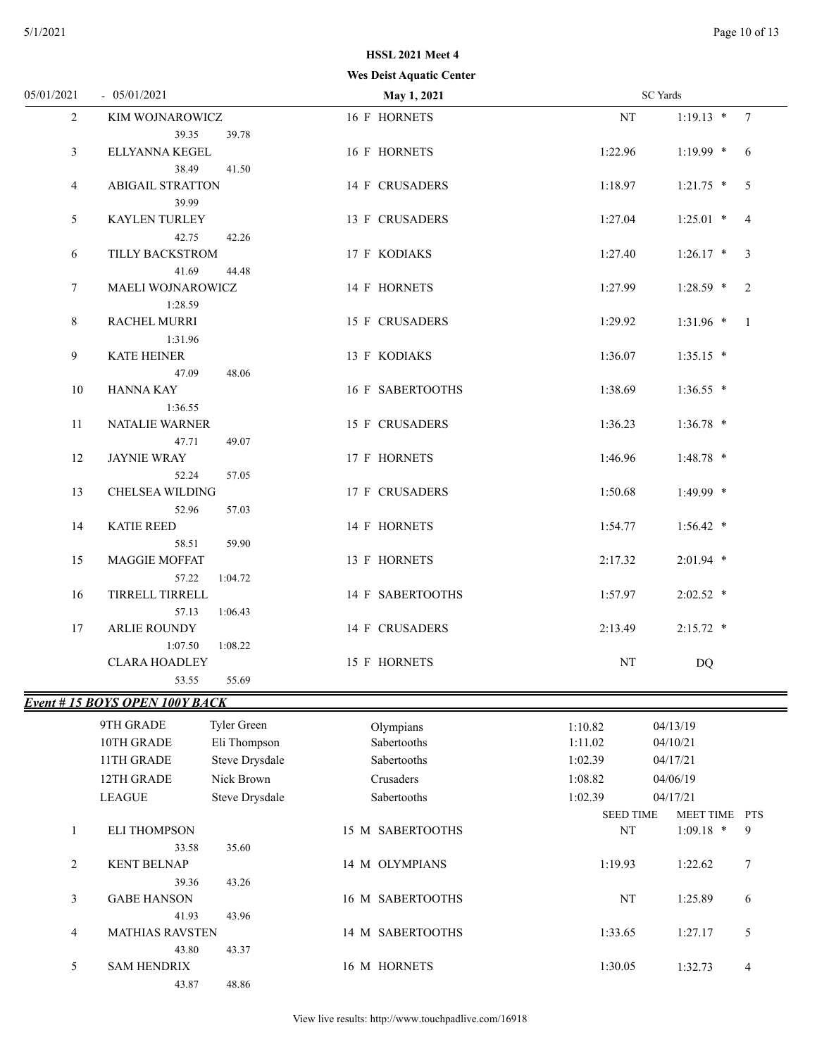HSSL 2021 Meet 4

Wes Deist Aquatic Center

05/01/2021 - 05/01/2021 May 1, 2021 SC Yards

| Place | Name | Age | Team | Seed Time | Finals Time | Pts |
|---|---|---|---|---|---|---|
| 2 | KIM WOJNAROWICZ | 16 F | HORNETS | NT | 1:19.13 * | 7 |
| | 39.35 39.78 | | | | | |
| 3 | ELLYANNA KEGEL | 16 F | HORNETS | 1:22.96 | 1:19.99 * | 6 |
| | 38.49 41.50 | | | | | |
| 4 | ABIGAIL STRATTON | 14 F | CRUSADERS | 1:18.97 | 1:21.75 * | 5 |
| | 39.99 | | | | | |
| 5 | KAYLEN TURLEY | 13 F | CRUSADERS | 1:27.04 | 1:25.01 * | 4 |
| | 42.75 42.26 | | | | | |
| 6 | TILLY BACKSTROM | 17 F | KODIAKS | 1:27.40 | 1:26.17 * | 3 |
| | 41.69 44.48 | | | | | |
| 7 | MAELI WOJNAROWICZ | 14 F | HORNETS | 1:27.99 | 1:28.59 * | 2 |
| | 1:28.59 | | | | | |
| 8 | RACHEL MURRI | 15 F | CRUSADERS | 1:29.92 | 1:31.96 * | 1 |
| | 1:31.96 | | | | | |
| 9 | KATE HEINER | 13 F | KODIAKS | 1:36.07 | 1:35.15 * | |
| | 47.09 48.06 | | | | | |
| 10 | HANNA KAY | 16 F | SABERTOOTHS | 1:38.69 | 1:36.55 * | |
| | 1:36.55 | | | | | |
| 11 | NATALIE WARNER | 15 F | CRUSADERS | 1:36.23 | 1:36.78 * | |
| | 47.71 49.07 | | | | | |
| 12 | JAYNIE WRAY | 17 F | HORNETS | 1:46.96 | 1:48.78 * | |
| | 52.24 57.05 | | | | | |
| 13 | CHELSEA WILDING | 17 F | CRUSADERS | 1:50.68 | 1:49.99 * | |
| | 52.96 57.03 | | | | | |
| 14 | KATIE REED | 14 F | HORNETS | 1:54.77 | 1:56.42 * | |
| | 58.51 59.90 | | | | | |
| 15 | MAGGIE MOFFAT | 13 F | HORNETS | 2:17.32 | 2:01.94 * | |
| | 57.22 1:04.72 | | | | | |
| 16 | TIRRELL TIRRELL | 14 F | SABERTOOTHS | 1:57.97 | 2:02.52 * | |
| | 57.13 1:06.43 | | | | | |
| 17 | ARLIE ROUNDY | 14 F | CRUSADERS | 2:13.49 | 2:15.72 * | |
| | 1:07.50 1:08.22 | | | | | |
| | CLARA HOADLEY | 15 F | HORNETS | NT | DQ | |
| | 53.55 55.69 | | | | | |

## ***Event # 15 BOYS OPEN 100Y BACK***

| Record | Name | Team | Time | Date |
|---|---|---|---|---|
| 9TH GRADE | Tyler Green | Olympians | 1:10.82 | 04/13/19 |
| 10TH GRADE | Eli Thompson | Sabertooths | 1:11.02 | 04/10/21 |
| 11TH GRADE | Steve Drysdale | Sabertooths | 1:02.39 | 04/17/21 |
| 12TH GRADE | Nick Brown | Crusaders | 1:08.82 | 04/06/19 |
| LEAGUE | Steve Drysdale | Sabertooths | 1:02.39 | 04/17/21 |

| Place | Name | Age | Team | SEED TIME | MEET TIME | PTS |
|---|---|---|---|---|---|---|
| 1 | ELI THOMPSON | 15 M | SABERTOOTHS | NT | 1:09.18 * | 9 |
| | 33.58 35.60 | | | | | |
| 2 | KENT BELNAP | 14 M | OLYMPIANS | 1:19.93 | 1:22.62 | 7 |
| | 39.36 43.26 | | | | | |
| 3 | GABE HANSON | 16 M | SABERTOOTHS | NT | 1:25.89 | 6 |
| | 41.93 43.96 | | | | | |
| 4 | MATHIAS RAVSTEN | 14 M | SABERTOOTHS | 1:33.65 | 1:27.17 | 5 |
| | 43.80 43.37 | | | | | |
| 5 | SAM HENDRIX | 16 M | HORNETS | 1:30.05 | 1:32.73 | 4 |
| | 43.87 48.86 | | | | | |

View live results: http://www.touchpadlive.com/16918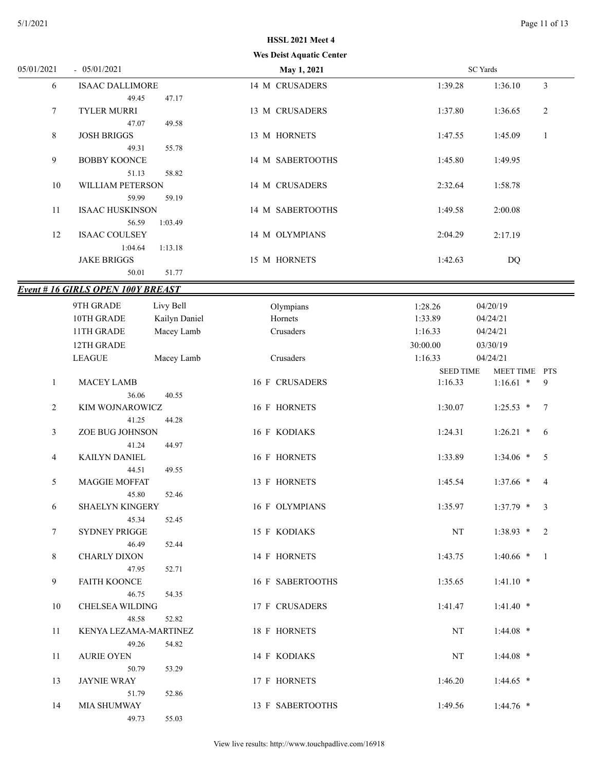**HSSL 2021 Meet 4**

**Wes Deist Aquatic Center**

05/01/2021 - 05/01/2021 **May 1, 2021** SC Yards

| Place | Name | Age | Sex | Team | Seed Time | Meet Time | Pts |
|---|---|---|---|---|---|---|---|
| 6 | ISAAC DALLIMORE | 14 | M | CRUSADERS | 1:39.28 | 1:36.10 | 3 |
| | 49.45 47.17 | | | | | | |
| 7 | TYLER MURRI | 13 | M | CRUSADERS | 1:37.80 | 1:36.65 | 2 |
| | 47.07 49.58 | | | | | | |
| 8 | JOSH BRIGGS | 13 | M | HORNETS | 1:47.55 | 1:45.09 | 1 |
| | 49.31 55.78 | | | | | | |
| 9 | BOBBY KOONCE | 14 | M | SABERTOOTHS | 1:45.80 | 1:49.95 | |
| | 51.13 58.82 | | | | | | |
| 10 | WILLIAM PETERSON | 14 | M | CRUSADERS | 2:32.64 | 1:58.78 | |
| | 59.99 59.19 | | | | | | |
| 11 | ISAAC HUSKINSON | 14 | M | SABERTOOTHS | 1:49.58 | 2:00.08 | |
| | 56.59 1:03.49 | | | | | | |
| 12 | ISAAC COULSEY | 14 | M | OLYMPIANS | 2:04.29 | 2:17.19 | |
| | 1:04.64 1:13.18 | | | | | | |
| | JAKE BRIGGS | 15 | M | HORNETS | 1:42.63 | DQ | |
| | 50.01 51.77 | | | | | | |

## *Event # 16 GIRLS OPEN 100Y BREAST*

| Record | Name | Team | Time | Date |
|---|---|---|---|---|
| 9TH GRADE | Livy Bell | Olympians | 1:28.26 | 04/20/19 |
| 10TH GRADE | Kailyn Daniel | Hornets | 1:33.89 | 04/24/21 |
| 11TH GRADE | Macey Lamb | Crusaders | 1:16.33 | 04/24/21 |
| 12TH GRADE | | | 30:00.00 | 03/30/19 |
| LEAGUE | Macey Lamb | Crusaders | 1:16.33 | 04/24/21 |

| Place | Name | Age | Sex | Team | SEED TIME | MEET TIME | PTS |
|---|---|---|---|---|---|---|---|
| 1 | MACEY LAMB | 16 | F | CRUSADERS | 1:16.33 | 1:16.61 * | 9 |
| | 36.06 40.55 | | | | | | |
| 2 | KIM WOJNAROWICZ | 16 | F | HORNETS | 1:30.07 | 1:25.53 * | 7 |
| | 41.25 44.28 | | | | | | |
| 3 | ZOE BUG JOHNSON | 16 | F | KODIAKS | 1:24.31 | 1:26.21 * | 6 |
| | 41.24 44.97 | | | | | | |
| 4 | KAILYN DANIEL | 16 | F | HORNETS | 1:33.89 | 1:34.06 * | 5 |
| | 44.51 49.55 | | | | | | |
| 5 | MAGGIE MOFFAT | 13 | F | HORNETS | 1:45.54 | 1:37.66 * | 4 |
| | 45.80 52.46 | | | | | | |
| 6 | SHAELYN KINGERY | 16 | F | OLYMPIANS | 1:35.97 | 1:37.79 * | 3 |
| | 45.34 52.45 | | | | | | |
| 7 | SYDNEY PRIGGE | 15 | F | KODIAKS | NT | 1:38.93 * | 2 |
| | 46.49 52.44 | | | | | | |
| 8 | CHARLY DIXON | 14 | F | HORNETS | 1:43.75 | 1:40.66 * | 1 |
| | 47.95 52.71 | | | | | | |
| 9 | FAITH KOONCE | 16 | F | SABERTOOTHS | 1:35.65 | 1:41.10 * | |
| | 46.75 54.35 | | | | | | |
| 10 | CHELSEA WILDING | 17 | F | CRUSADERS | 1:41.47 | 1:41.40 * | |
| | 48.58 52.82 | | | | | | |
| 11 | KENYA LEZAMA-MARTINEZ | 18 | F | HORNETS | NT | 1:44.08 * | |
| | 49.26 54.82 | | | | | | |
| 11 | AURIE OYEN | 14 | F | KODIAKS | NT | 1:44.08 * | |
| | 50.79 53.29 | | | | | | |
| 13 | JAYNIE WRAY | 17 | F | HORNETS | 1:46.20 | 1:44.65 * | |
| | 51.79 52.86 | | | | | | |
| 14 | MIA SHUMWAY | 13 | F | SABERTOOTHS | 1:49.56 | 1:44.76 * | |
| | 49.73 55.03 | | | | | | |

View live results: http://www.touchpadlive.com/16918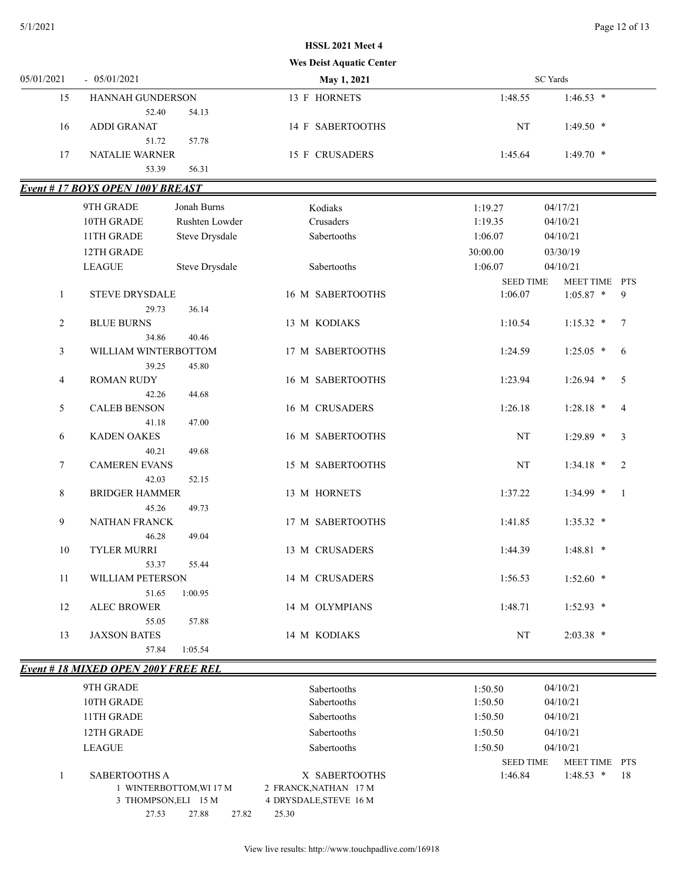**HSSL 2021 Meet 4**

**Wes Deist Aquatic Center**

05/01/2021 - 05/01/2021 **May 1, 2021** SC Yards

| Place | Name | | Age | Sex | Team | Seed Time | Meet Time | PTS |
|---|---|---|---|---|---|---|---|---|
| 15 | HANNAH GUNDERSON | | 13 | F | HORNETS | 1:48.55 | 1:46.53 * | |
| | 52.40 | 54.13 | | | | | | |
| 16 | ADDI GRANAT | | 14 | F | SABERTOOTHS | NT | 1:49.50 * | |
| | 51.72 | 57.78 | | | | | | |
| 17 | NATALIE WARNER | | 15 | F | CRUSADERS | 1:45.64 | 1:49.70 * | |
| | 53.39 | 56.31 | | | | | | |

## *Event # 17 BOYS OPEN 100Y BREAST*

| Record | Name | Team | Time | Date |
|---|---|---|---|---|
| 9TH GRADE | Jonah Burns | Kodiaks | 1:19.27 | 04/17/21 |
| 10TH GRADE | Rushten Lowder | Crusaders | 1:19.35 | 04/10/21 |
| 11TH GRADE | Steve Drysdale | Sabertooths | 1:06.07 | 04/10/21 |
| 12TH GRADE | | | 30:00.00 | 03/30/19 |
| LEAGUE | Steve Drysdale | Sabertooths | 1:06.07 | 04/10/21 |

| Place | Name | | Age | Sex | Team | SEED TIME | MEET TIME | PTS |
|---|---|---|---|---|---|---|---|---|
| 1 | STEVE DRYSDALE | | 16 | M | SABERTOOTHS | 1:06.07 | 1:05.87 * | 9 |
| | 29.73 | 36.14 | | | | | | |
| 2 | BLUE BURNS | | 13 | M | KODIAKS | 1:10.54 | 1:15.32 * | 7 |
| | 34.86 | 40.46 | | | | | | |
| 3 | WILLIAM WINTERBOTTOM | | 17 | M | SABERTOOTHS | 1:24.59 | 1:25.05 * | 6 |
| | 39.25 | 45.80 | | | | | | |
| 4 | ROMAN RUDY | | 16 | M | SABERTOOTHS | 1:23.94 | 1:26.94 * | 5 |
| | 42.26 | 44.68 | | | | | | |
| 5 | CALEB BENSON | | 16 | M | CRUSADERS | 1:26.18 | 1:28.18 * | 4 |
| | 41.18 | 47.00 | | | | | | |
| 6 | KADEN OAKES | | 16 | M | SABERTOOTHS | NT | 1:29.89 * | 3 |
| | 40.21 | 49.68 | | | | | | |
| 7 | CAMEREN EVANS | | 15 | M | SABERTOOTHS | NT | 1:34.18 * | 2 |
| | 42.03 | 52.15 | | | | | | |
| 8 | BRIDGER HAMMER | | 13 | M | HORNETS | 1:37.22 | 1:34.99 * | 1 |
| | 45.26 | 49.73 | | | | | | |
| 9 | NATHAN FRANCK | | 17 | M | SABERTOOTHS | 1:41.85 | 1:35.32 * | |
| | 46.28 | 49.04 | | | | | | |
| 10 | TYLER MURRI | | 13 | M | CRUSADERS | 1:44.39 | 1:48.81 * | |
| | 53.37 | 55.44 | | | | | | |
| 11 | WILLIAM PETERSON | | 14 | M | CRUSADERS | 1:56.53 | 1:52.60 * | |
| | 51.65 | 1:00.95 | | | | | | |
| 12 | ALEC BROWER | | 14 | M | OLYMPIANS | 1:48.71 | 1:52.93 * | |
| | 55.05 | 57.88 | | | | | | |
| 13 | JAXSON BATES | | 14 | M | KODIAKS | NT | 2:03.38 * | |
| | 57.84 | 1:05.54 | | | | | | |

## *Event # 18 MIXED OPEN 200Y FREE REL*

| Record | Team | Time | Date |
|---|---|---|---|
| 9TH GRADE | Sabertooths | 1:50.50 | 04/10/21 |
| 10TH GRADE | Sabertooths | 1:50.50 | 04/10/21 |
| 11TH GRADE | Sabertooths | 1:50.50 | 04/10/21 |
| 12TH GRADE | Sabertooths | 1:50.50 | 04/10/21 |
| LEAGUE | Sabertooths | 1:50.50 | 04/10/21 |

| Place | Team | | Team | SEED TIME | MEET TIME | PTS |
|---|---|---|---|---|---|---|
| 1 | SABERTOOTHS A | X | SABERTOOTHS | 1:46.84 | 1:48.53 * | 18 |

1 WINTERBOTTOM,WI 17 M — 2 FRANCK,NATHAN 17 M
3 THOMPSON,ELI 15 M — 4 DRYSDALE,STEVE 16 M
27.53 27.88 27.82 25.30

View live results: http://www.touchpadlive.com/16918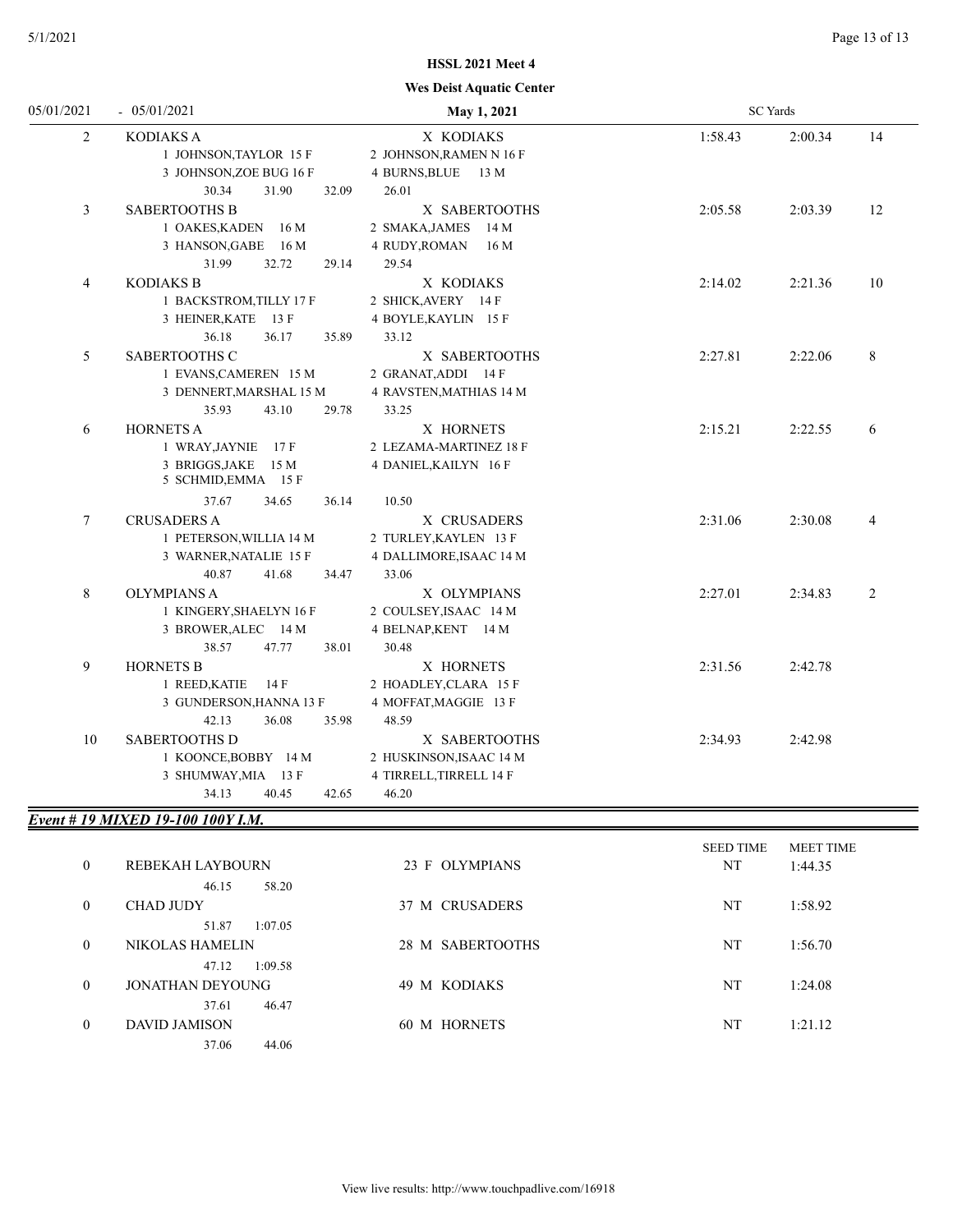**HSSL 2021 Meet 4**

**Wes Deist Aquatic Center**

05/01/2021 - 05/01/2021 **May 1, 2021** SC Yards

| | | | | | |
|---|---|---|---|---|---|
| 2 | KODIAKS A | X KODIAKS | 1:58.43 | 2:00.34 | 14 |
| | 1 JOHNSON,TAYLOR 15 F | 2 JOHNSON,RAMEN N 16 F | | | |
| | 3 JOHNSON,ZOE BUG 16 F | 4 BURNS,BLUE 13 M | | | |
| | 30.34 31.90 32.09 | 26.01 | | | |
| 3 | SABERTOOTHS B | X SABERTOOTHS | 2:05.58 | 2:03.39 | 12 |
| | 1 OAKES,KADEN 16 M | 2 SMAKA,JAMES 14 M | | | |
| | 3 HANSON,GABE 16 M | 4 RUDY,ROMAN 16 M | | | |
| | 31.99 32.72 29.14 | 29.54 | | | |
| 4 | KODIAKS B | X KODIAKS | 2:14.02 | 2:21.36 | 10 |
| | 1 BACKSTROM,TILLY 17 F | 2 SHICK,AVERY 14 F | | | |
| | 3 HEINER,KATE 13 F | 4 BOYLE,KAYLIN 15 F | | | |
| | 36.18 36.17 35.89 | 33.12 | | | |
| 5 | SABERTOOTHS C | X SABERTOOTHS | 2:27.81 | 2:22.06 | 8 |
| | 1 EVANS,CAMEREN 15 M | 2 GRANAT,ADDI 14 F | | | |
| | 3 DENNERT,MARSHAL 15 M | 4 RAVSTEN,MATHIAS 14 M | | | |
| | 35.93 43.10 29.78 | 33.25 | | | |
| 6 | HORNETS A | X HORNETS | 2:15.21 | 2:22.55 | 6 |
| | 1 WRAY,JAYNIE 17 F | 2 LEZAMA-MARTINEZ 18 F | | | |
| | 3 BRIGGS,JAKE 15 M | 4 DANIEL,KAILYN 16 F | | | |
| | 5 SCHMID,EMMA 15 F | | | | |
| | 37.67 34.65 36.14 | 10.50 | | | |
| 7 | CRUSADERS A | X CRUSADERS | 2:31.06 | 2:30.08 | 4 |
| | 1 PETERSON,WILLIA 14 M | 2 TURLEY,KAYLEN 13 F | | | |
| | 3 WARNER,NATALIE 15 F | 4 DALLIMORE,ISAAC 14 M | | | |
| | 40.87 41.68 34.47 | 33.06 | | | |
| 8 | OLYMPIANS A | X OLYMPIANS | 2:27.01 | 2:34.83 | 2 |
| | 1 KINGERY,SHAELYN 16 F | 2 COULSEY,ISAAC 14 M | | | |
| | 3 BROWER,ALEC 14 M | 4 BELNAP,KENT 14 M | | | |
| | 38.57 47.77 38.01 | 30.48 | | | |
| 9 | HORNETS B | X HORNETS | 2:31.56 | 2:42.78 | |
| | 1 REED,KATIE 14 F | 2 HOADLEY,CLARA 15 F | | | |
| | 3 GUNDERSON,HANNA 13 F | 4 MOFFAT,MAGGIE 13 F | | | |
| | 42.13 36.08 35.98 | 48.59 | | | |
| 10 | SABERTOOTHS D | X SABERTOOTHS | 2:34.93 | 2:42.98 | |
| | 1 KOONCE,BOBBY 14 M | 2 HUSKINSON,ISAAC 14 M | | | |
| | 3 SHUMWAY,MIA 13 F | 4 TIRRELL,TIRRELL 14 F | | | |
| | 34.13 40.45 42.65 | 46.20 | | | |

***Event # 19 MIXED 19-100 100Y I.M.***

| | | | SEED TIME | MEET TIME |
|---|---|---|---|---|
| 0 | REBEKAH LAYBOURN | 23 F OLYMPIANS | NT | 1:44.35 |
| | 46.15 58.20 | | | |
| 0 | CHAD JUDY | 37 M CRUSADERS | NT | 1:58.92 |
| | 51.87 1:07.05 | | | |
| 0 | NIKOLAS HAMELIN | 28 M SABERTOOTHS | NT | 1:56.70 |
| | 47.12 1:09.58 | | | |
| 0 | JONATHAN DEYOUNG | 49 M KODIAKS | NT | 1:24.08 |
| | 37.61 46.47 | | | |
| 0 | DAVID JAMISON | 60 M HORNETS | NT | 1:21.12 |
| | 37.06 44.06 | | | |

View live results: http://www.touchpadlive.com/16918